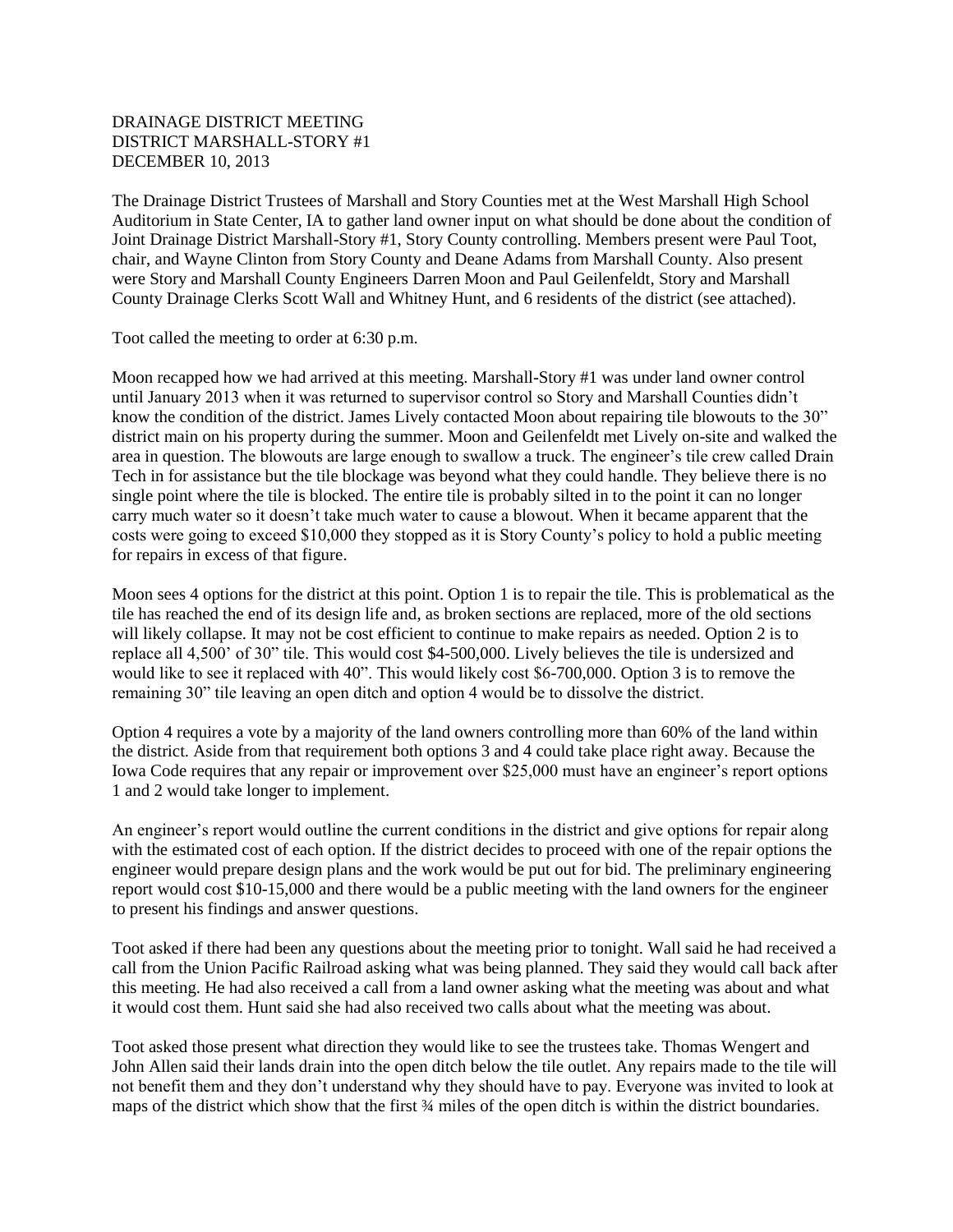DRAINAGE DISTRICT MEETING
DISTRICT MARSHALL-STORY #1
DECEMBER 10, 2013

The Drainage District Trustees of Marshall and Story Counties met at the West Marshall High School Auditorium in State Center, IA to gather land owner input on what should be done about the condition of Joint Drainage District Marshall-Story #1, Story County controlling. Members present were Paul Toot, chair, and Wayne Clinton from Story County and Deane Adams from Marshall County. Also present were Story and Marshall County Engineers Darren Moon and Paul Geilenfeldt, Story and Marshall County Drainage Clerks Scott Wall and Whitney Hunt, and 6 residents of the district (see attached).

Toot called the meeting to order at 6:30 p.m.

Moon recapped how we had arrived at this meeting. Marshall-Story #1 was under land owner control until January 2013 when it was returned to supervisor control so Story and Marshall Counties didn't know the condition of the district. James Lively contacted Moon about repairing tile blowouts to the 30" district main on his property during the summer. Moon and Geilenfeldt met Lively on-site and walked the area in question. The blowouts are large enough to swallow a truck. The engineer's tile crew called Drain Tech in for assistance but the tile blockage was beyond what they could handle. They believe there is no single point where the tile is blocked. The entire tile is probably silted in to the point it can no longer carry much water so it doesn't take much water to cause a blowout. When it became apparent that the costs were going to exceed $10,000 they stopped as it is Story County's policy to hold a public meeting for repairs in excess of that figure.

Moon sees 4 options for the district at this point. Option 1 is to repair the tile. This is problematical as the tile has reached the end of its design life and, as broken sections are replaced, more of the old sections will likely collapse. It may not be cost efficient to continue to make repairs as needed. Option 2 is to replace all 4,500' of 30" tile. This would cost $4-500,000. Lively believes the tile is undersized and would like to see it replaced with 40". This would likely cost $6-700,000. Option 3 is to remove the remaining 30" tile leaving an open ditch and option 4 would be to dissolve the district.

Option 4 requires a vote by a majority of the land owners controlling more than 60% of the land within the district. Aside from that requirement both options 3 and 4 could take place right away. Because the Iowa Code requires that any repair or improvement over $25,000 must have an engineer's report options 1 and 2 would take longer to implement.

An engineer's report would outline the current conditions in the district and give options for repair along with the estimated cost of each option. If the district decides to proceed with one of the repair options the engineer would prepare design plans and the work would be put out for bid. The preliminary engineering report would cost $10-15,000 and there would be a public meeting with the land owners for the engineer to present his findings and answer questions.

Toot asked if there had been any questions about the meeting prior to tonight. Wall said he had received a call from the Union Pacific Railroad asking what was being planned. They said they would call back after this meeting. He had also received a call from a land owner asking what the meeting was about and what it would cost them. Hunt said she had also received two calls about what the meeting was about.

Toot asked those present what direction they would like to see the trustees take. Thomas Wengert and John Allen said their lands drain into the open ditch below the tile outlet. Any repairs made to the tile will not benefit them and they don't understand why they should have to pay. Everyone was invited to look at maps of the district which show that the first ¾ miles of the open ditch is within the district boundaries.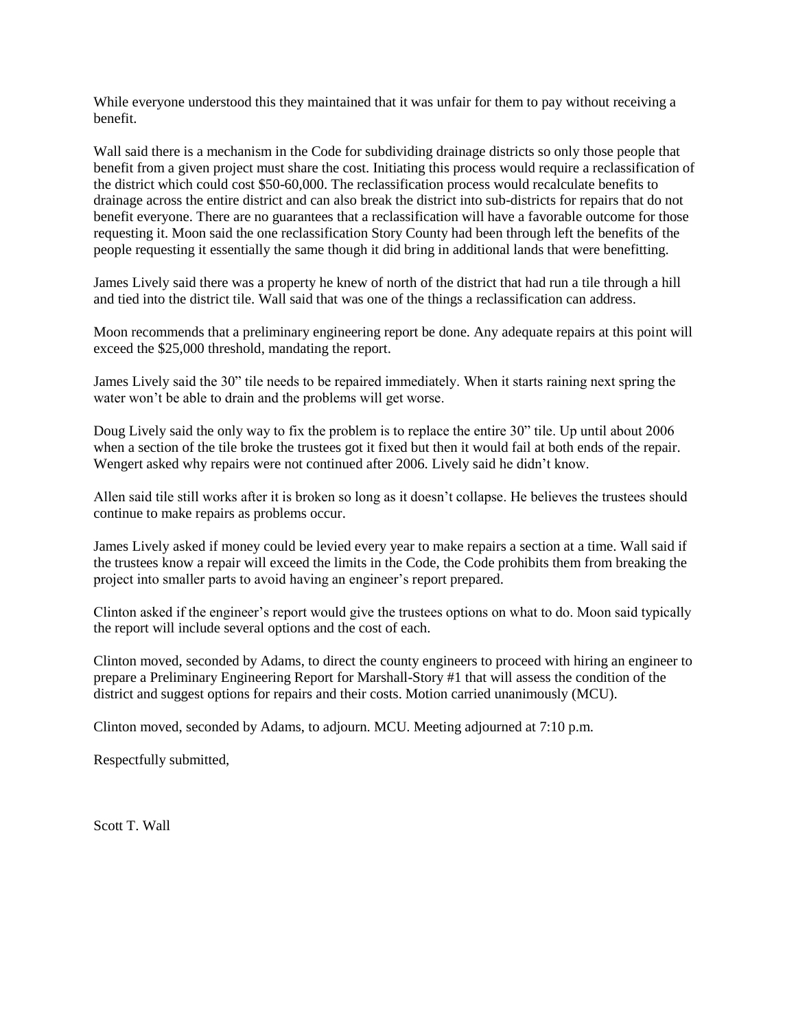While everyone understood this they maintained that it was unfair for them to pay without receiving a benefit.

Wall said there is a mechanism in the Code for subdividing drainage districts so only those people that benefit from a given project must share the cost. Initiating this process would require a reclassification of the district which could cost $50-60,000. The reclassification process would recalculate benefits to drainage across the entire district and can also break the district into sub-districts for repairs that do not benefit everyone. There are no guarantees that a reclassification will have a favorable outcome for those requesting it. Moon said the one reclassification Story County had been through left the benefits of the people requesting it essentially the same though it did bring in additional lands that were benefitting.

James Lively said there was a property he knew of north of the district that had run a tile through a hill and tied into the district tile. Wall said that was one of the things a reclassification can address.

Moon recommends that a preliminary engineering report be done. Any adequate repairs at this point will exceed the $25,000 threshold, mandating the report.

James Lively said the 30" tile needs to be repaired immediately. When it starts raining next spring the water won't be able to drain and the problems will get worse.

Doug Lively said the only way to fix the problem is to replace the entire 30" tile. Up until about 2006 when a section of the tile broke the trustees got it fixed but then it would fail at both ends of the repair. Wengert asked why repairs were not continued after 2006. Lively said he didn't know.

Allen said tile still works after it is broken so long as it doesn't collapse. He believes the trustees should continue to make repairs as problems occur.

James Lively asked if money could be levied every year to make repairs a section at a time. Wall said if the trustees know a repair will exceed the limits in the Code, the Code prohibits them from breaking the project into smaller parts to avoid having an engineer's report prepared.

Clinton asked if the engineer's report would give the trustees options on what to do. Moon said typically the report will include several options and the cost of each.

Clinton moved, seconded by Adams, to direct the county engineers to proceed with hiring an engineer to prepare a Preliminary Engineering Report for Marshall-Story #1 that will assess the condition of the district and suggest options for repairs and their costs. Motion carried unanimously (MCU).

Clinton moved, seconded by Adams, to adjourn. MCU. Meeting adjourned at 7:10 p.m.

Respectfully submitted,

Scott T. Wall